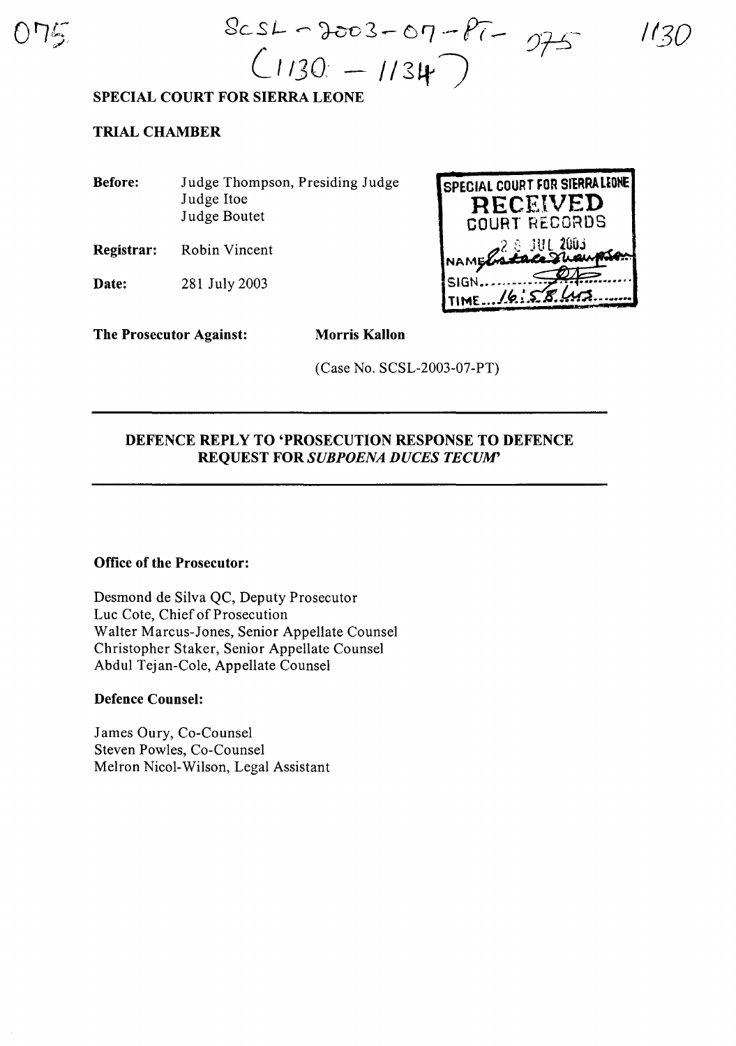SCSL-2003-07-PT-075
(1130 - 1134)

## SPECIAL COURT FOR SIERRA LEONE

### TRIAL CHAMBER

**Before:** Judge Thompson, Presiding Judge
Judge Itoe
Judge Boutet

**Registrar:** Robin Vincent

**Date:** 281 July 2003

SPECIAL COURT FOR SIERRA LEONE
RECEIVED
COURT RECORDS
28 JUL 2003
NAME
SIGN
TIME 16:58 hrs

**The Prosecutor Against:** **Morris Kallon**

(Case No. SCSL-2003-07-PT)

## DEFENCE REPLY TO 'PROSECUTION RESPONSE TO DEFENCE REQUEST FOR *SUBPOENA DUCES TECUM*'

**Office of the Prosecutor:**

Desmond de Silva QC, Deputy Prosecutor
Luc Cote, Chief of Prosecution
Walter Marcus-Jones, Senior Appellate Counsel
Christopher Staker, Senior Appellate Counsel
Abdul Tejan-Cole, Appellate Counsel

**Defence Counsel:**

James Oury, Co-Counsel
Steven Powles, Co-Counsel
Melron Nicol-Wilson, Legal Assistant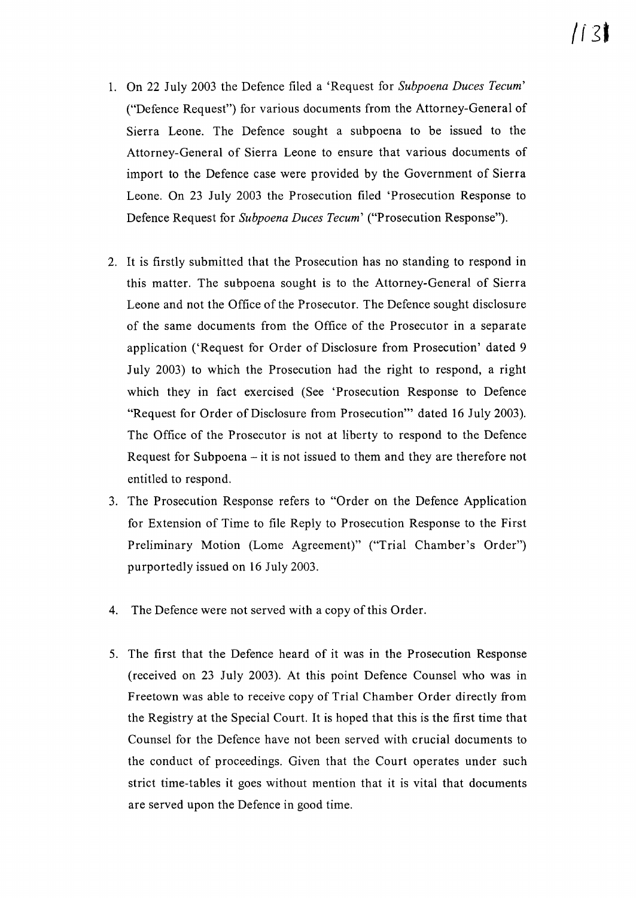1. On 22 July 2003 the Defence filed a 'Request for *Subpoena Duces Tecum*' ("Defence Request") for various documents from the Attorney-General of Sierra Leone. The Defence sought a subpoena to be issued to the Attorney-General of Sierra Leone to ensure that various documents of import to the Defence case were provided by the Government of Sierra Leone. On 23 July 2003 the Prosecution filed 'Prosecution Response to Defence Request for *Subpoena Duces Tecum*' ("Prosecution Response").

2. It is firstly submitted that the Prosecution has no standing to respond in this matter. The subpoena sought is to the Attorney-General of Sierra Leone and not the Office of the Prosecutor. The Defence sought disclosure of the same documents from the Office of the Prosecutor in a separate application ('Request for Order of Disclosure from Prosecution' dated 9 July 2003) to which the Prosecution had the right to respond, a right which they in fact exercised (See 'Prosecution Response to Defence "Request for Order of Disclosure from Prosecution"' dated 16 July 2003). The Office of the Prosecutor is not at liberty to respond to the Defence Request for Subpoena – it is not issued to them and they are therefore not entitled to respond.

3. The Prosecution Response refers to "Order on the Defence Application for Extension of Time to file Reply to Prosecution Response to the First Preliminary Motion (Lome Agreement)" ("Trial Chamber's Order") purportedly issued on 16 July 2003.

4. The Defence were not served with a copy of this Order.

5. The first that the Defence heard of it was in the Prosecution Response (received on 23 July 2003). At this point Defence Counsel who was in Freetown was able to receive copy of Trial Chamber Order directly from the Registry at the Special Court. It is hoped that this is the first time that Counsel for the Defence have not been served with crucial documents to the conduct of proceedings. Given that the Court operates under such strict time-tables it goes without mention that it is vital that documents are served upon the Defence in good time.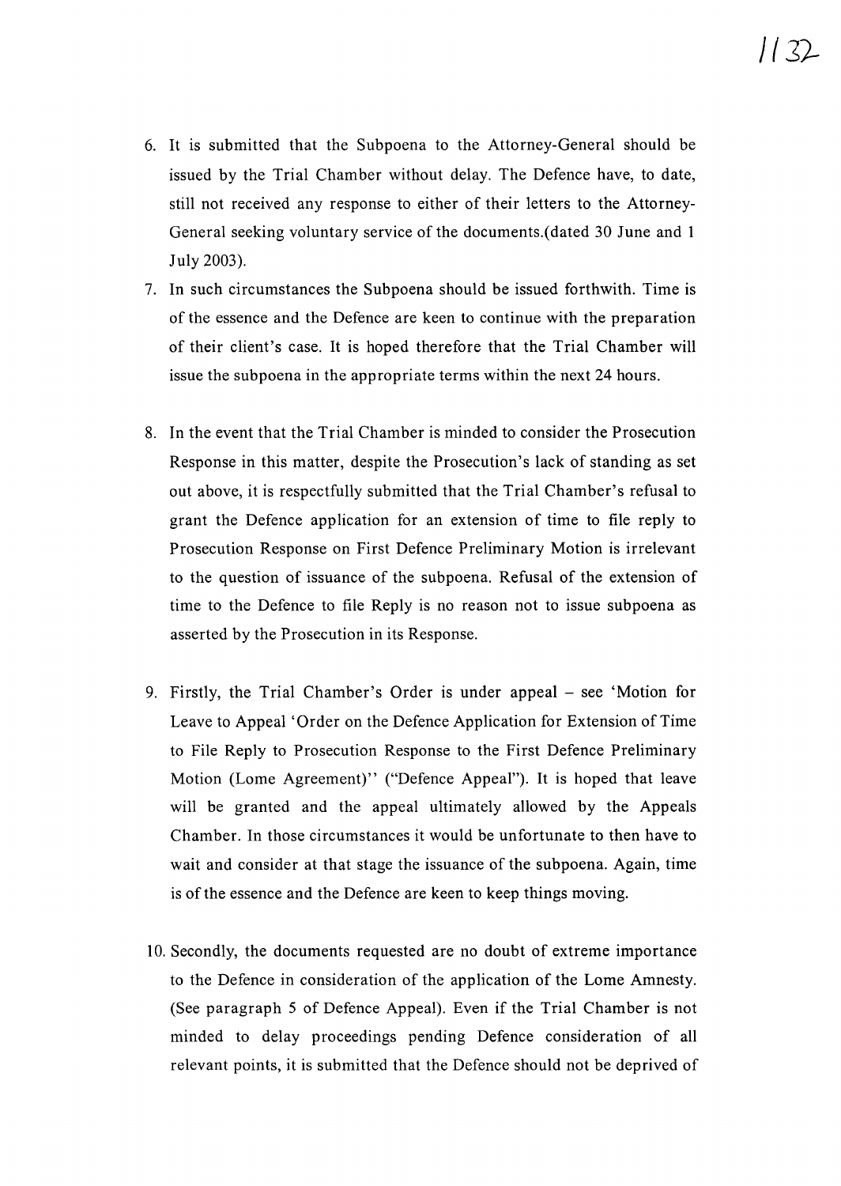6. It is submitted that the Subpoena to the Attorney-General should be issued by the Trial Chamber without delay. The Defence have, to date, still not received any response to either of their letters to the Attorney-General seeking voluntary service of the documents.(dated 30 June and 1 July 2003).

7. In such circumstances the Subpoena should be issued forthwith. Time is of the essence and the Defence are keen to continue with the preparation of their client's case. It is hoped therefore that the Trial Chamber will issue the subpoena in the appropriate terms within the next 24 hours.

8. In the event that the Trial Chamber is minded to consider the Prosecution Response in this matter, despite the Prosecution's lack of standing as set out above, it is respectfully submitted that the Trial Chamber's refusal to grant the Defence application for an extension of time to file reply to Prosecution Response on First Defence Preliminary Motion is irrelevant to the question of issuance of the subpoena. Refusal of the extension of time to the Defence to file Reply is no reason not to issue subpoena as asserted by the Prosecution in its Response.

9. Firstly, the Trial Chamber's Order is under appeal – see 'Motion for Leave to Appeal 'Order on the Defence Application for Extension of Time to File Reply to Prosecution Response to the First Defence Preliminary Motion (Lome Agreement)'' ("Defence Appeal"). It is hoped that leave will be granted and the appeal ultimately allowed by the Appeals Chamber. In those circumstances it would be unfortunate to then have to wait and consider at that stage the issuance of the subpoena. Again, time is of the essence and the Defence are keen to keep things moving.

10. Secondly, the documents requested are no doubt of extreme importance to the Defence in consideration of the application of the Lome Amnesty. (See paragraph 5 of Defence Appeal). Even if the Trial Chamber is not minded to delay proceedings pending Defence consideration of all relevant points, it is submitted that the Defence should not be deprived of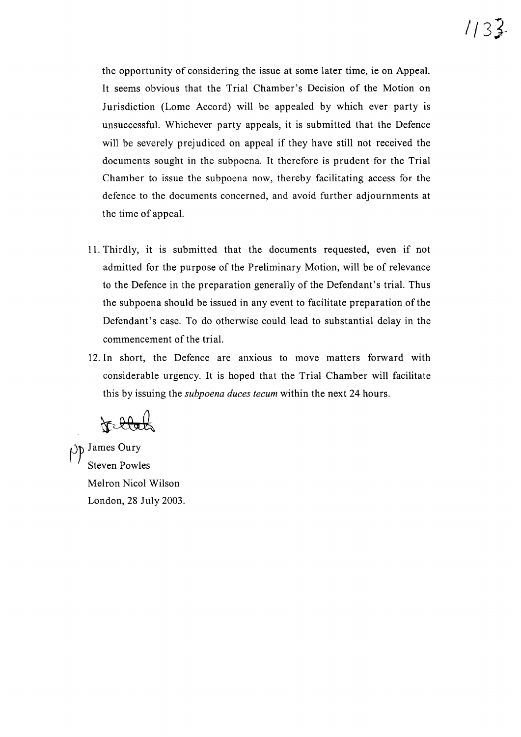the opportunity of considering the issue at some later time, ie on Appeal. It seems obvious that the Trial Chamber's Decision of the Motion on Jurisdiction (Lome Accord) will be appealed by which ever party is unsuccessful. Whichever party appeals, it is submitted that the Defence will be severely prejudiced on appeal if they have still not received the documents sought in the subpoena. It therefore is prudent for the Trial Chamber to issue the subpoena now, thereby facilitating access for the defence to the documents concerned, and avoid further adjournments at the time of appeal.

11. Thirdly, it is submitted that the documents requested, even if not admitted for the purpose of the Preliminary Motion, will be of relevance to the Defence in the preparation generally of the Defendant's trial. Thus the subpoena should be issued in any event to facilitate preparation of the Defendant's case. To do otherwise could lead to substantial delay in the commencement of the trial.

12. In short, the Defence are anxious to move matters forward with considerable urgency. It is hoped that the Trial Chamber will facilitate this by issuing the *subpoena duces tecum* within the next 24 hours.

pp James Oury
Steven Powles
Melron Nicol Wilson
London, 28 July 2003.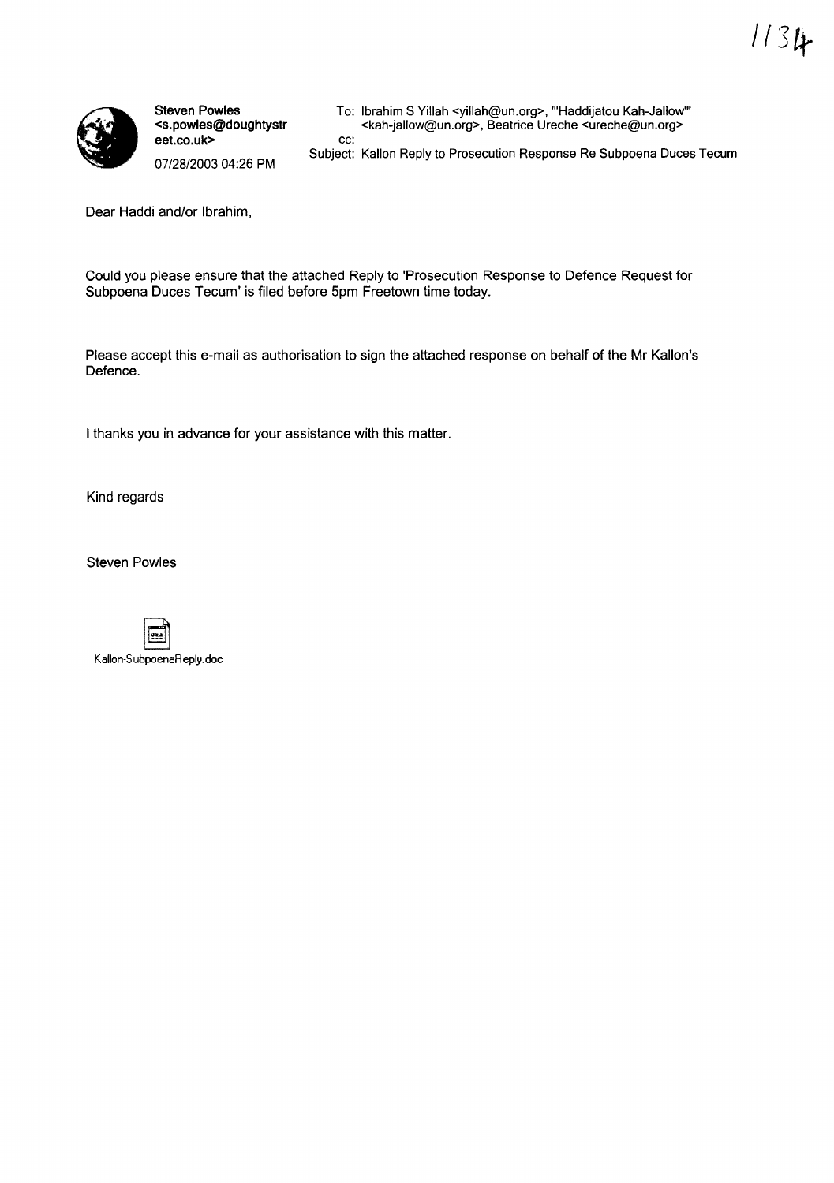**Steven Powles**
**<s.powles@doughtystreet.co.uk>**

07/28/2003 04:26 PM

To: Ibrahim S Yillah <yillah@un.org>, "'Haddijatou Kah-Jallow'" <kah-jallow@un.org>, Beatrice Ureche <ureche@un.org>

cc:

Subject: Kallon Reply to Prosecution Response Re Subpoena Duces Tecum

Dear Haddi and/or Ibrahim,

Could you please ensure that the attached Reply to 'Prosecution Response to Defence Request for Subpoena Duces Tecum' is filed before 5pm Freetown time today.

Please accept this e-mail as authorisation to sign the attached response on behalf of the Mr Kallon's Defence.

I thanks you in advance for your assistance with this matter.

Kind regards

Steven Powles

Kallon-SubpoenaReply.doc